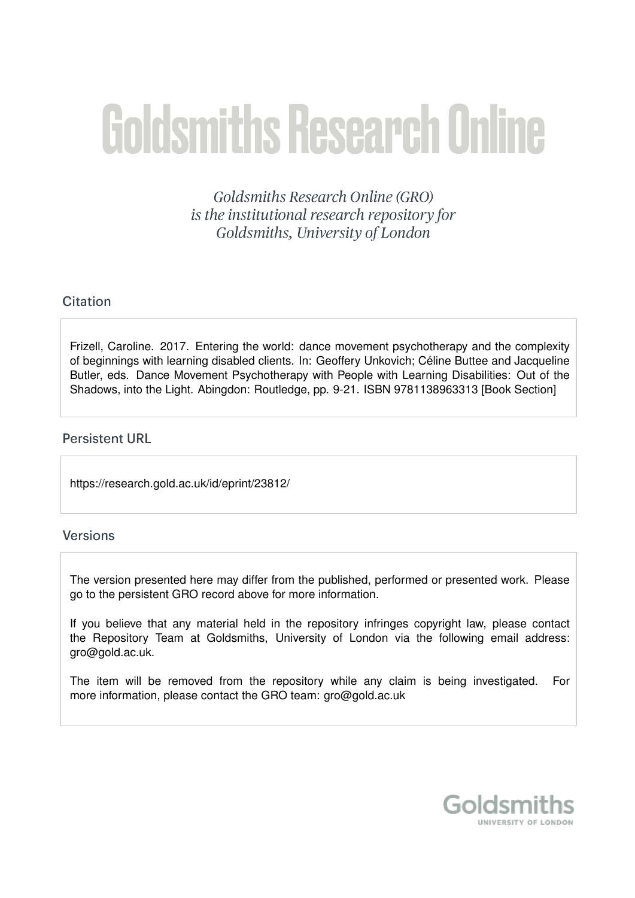# Goldsmiths Research Online

*Goldsmiths Research Online (GRO) is the institutional research repository for Goldsmiths, University of London*

## Citation

Frizell, Caroline. 2017. Entering the world: dance movement psychotherapy and the complexity of beginnings with learning disabled clients. In: Geoffery Unkovich; Céline Buttee and Jacqueline Butler, eds. Dance Movement Psychotherapy with People with Learning Disabilities: Out of the Shadows, into the Light. Abingdon: Routledge, pp. 9-21. ISBN 9781138963313 [Book Section]

## Persistent URL

https://research.gold.ac.uk/id/eprint/23812/

## Versions

The version presented here may differ from the published, performed or presented work. Please go to the persistent GRO record above for more information.

If you believe that any material held in the repository infringes copyright law, please contact the Repository Team at Goldsmiths, University of London via the following email address: gro@gold.ac.uk.

The item will be removed from the repository while any claim is being investigated. For more information, please contact the GRO team: gro@gold.ac.uk

Goldsmiths
UNIVERSITY OF LONDON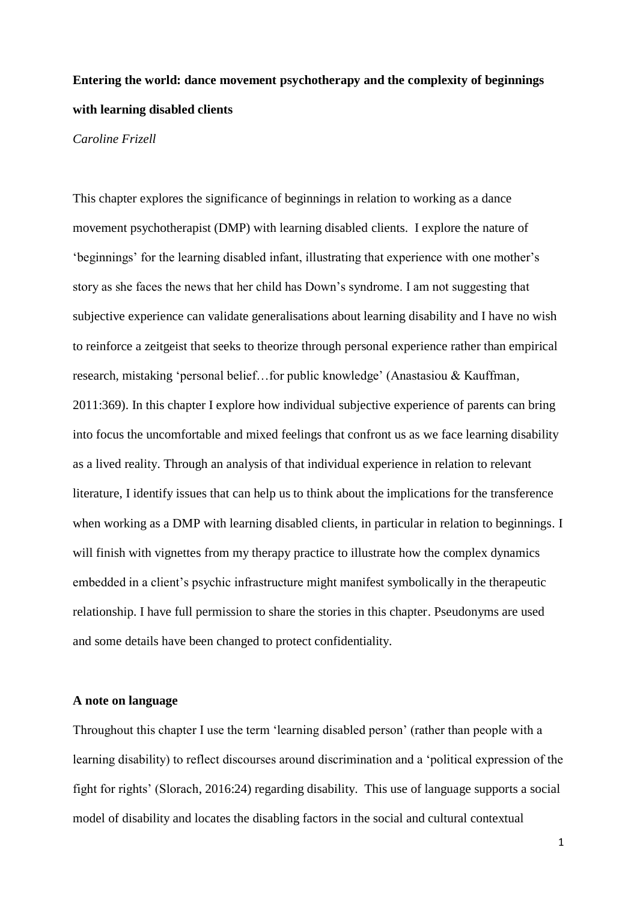**Entering the world: dance movement psychotherapy and the complexity of beginnings with learning disabled clients**

*Caroline Frizell*

This chapter explores the significance of beginnings in relation to working as a dance movement psychotherapist (DMP) with learning disabled clients. I explore the nature of 'beginnings' for the learning disabled infant, illustrating that experience with one mother's story as she faces the news that her child has Down's syndrome. I am not suggesting that subjective experience can validate generalisations about learning disability and I have no wish to reinforce a zeitgeist that seeks to theorize through personal experience rather than empirical research, mistaking 'personal belief…for public knowledge' (Anastasiou & Kauffman, 2011:369). In this chapter I explore how individual subjective experience of parents can bring into focus the uncomfortable and mixed feelings that confront us as we face learning disability as a lived reality. Through an analysis of that individual experience in relation to relevant literature, I identify issues that can help us to think about the implications for the transference when working as a DMP with learning disabled clients, in particular in relation to beginnings. I will finish with vignettes from my therapy practice to illustrate how the complex dynamics embedded in a client's psychic infrastructure might manifest symbolically in the therapeutic relationship. I have full permission to share the stories in this chapter. Pseudonyms are used and some details have been changed to protect confidentiality.

**A note on language**

Throughout this chapter I use the term 'learning disabled person' (rather than people with a learning disability) to reflect discourses around discrimination and a 'political expression of the fight for rights' (Slorach, 2016:24) regarding disability. This use of language supports a social model of disability and locates the disabling factors in the social and cultural contextual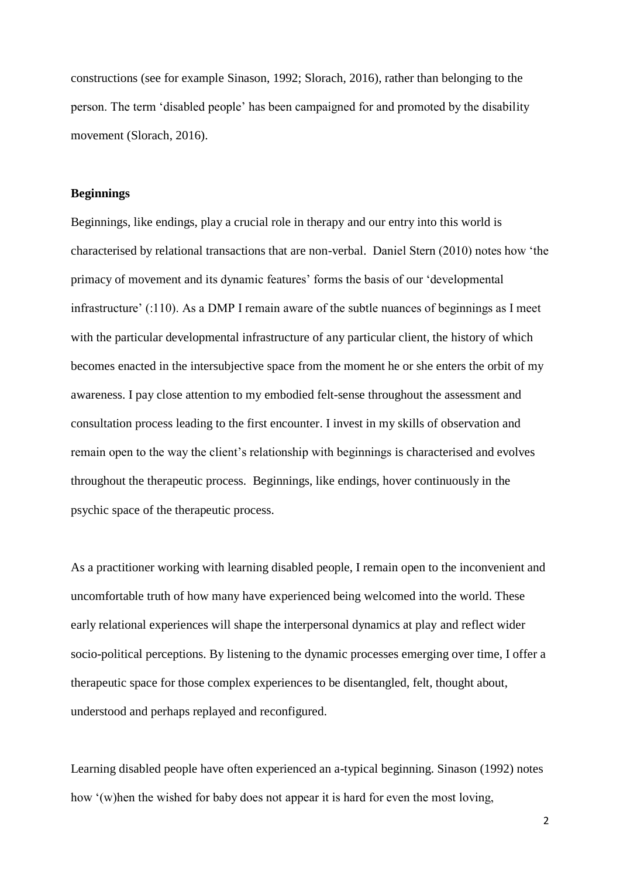constructions (see for example Sinason, 1992; Slorach, 2016), rather than belonging to the person. The term 'disabled people' has been campaigned for and promoted by the disability movement (Slorach, 2016).

**Beginnings**

Beginnings, like endings, play a crucial role in therapy and our entry into this world is characterised by relational transactions that are non-verbal. Daniel Stern (2010) notes how 'the primacy of movement and its dynamic features' forms the basis of our 'developmental infrastructure' (:110). As a DMP I remain aware of the subtle nuances of beginnings as I meet with the particular developmental infrastructure of any particular client, the history of which becomes enacted in the intersubjective space from the moment he or she enters the orbit of my awareness. I pay close attention to my embodied felt-sense throughout the assessment and consultation process leading to the first encounter. I invest in my skills of observation and remain open to the way the client's relationship with beginnings is characterised and evolves throughout the therapeutic process. Beginnings, like endings, hover continuously in the psychic space of the therapeutic process.

As a practitioner working with learning disabled people, I remain open to the inconvenient and uncomfortable truth of how many have experienced being welcomed into the world. These early relational experiences will shape the interpersonal dynamics at play and reflect wider socio-political perceptions. By listening to the dynamic processes emerging over time, I offer a therapeutic space for those complex experiences to be disentangled, felt, thought about, understood and perhaps replayed and reconfigured.

Learning disabled people have often experienced an a-typical beginning. Sinason (1992) notes how '(w)hen the wished for baby does not appear it is hard for even the most loving,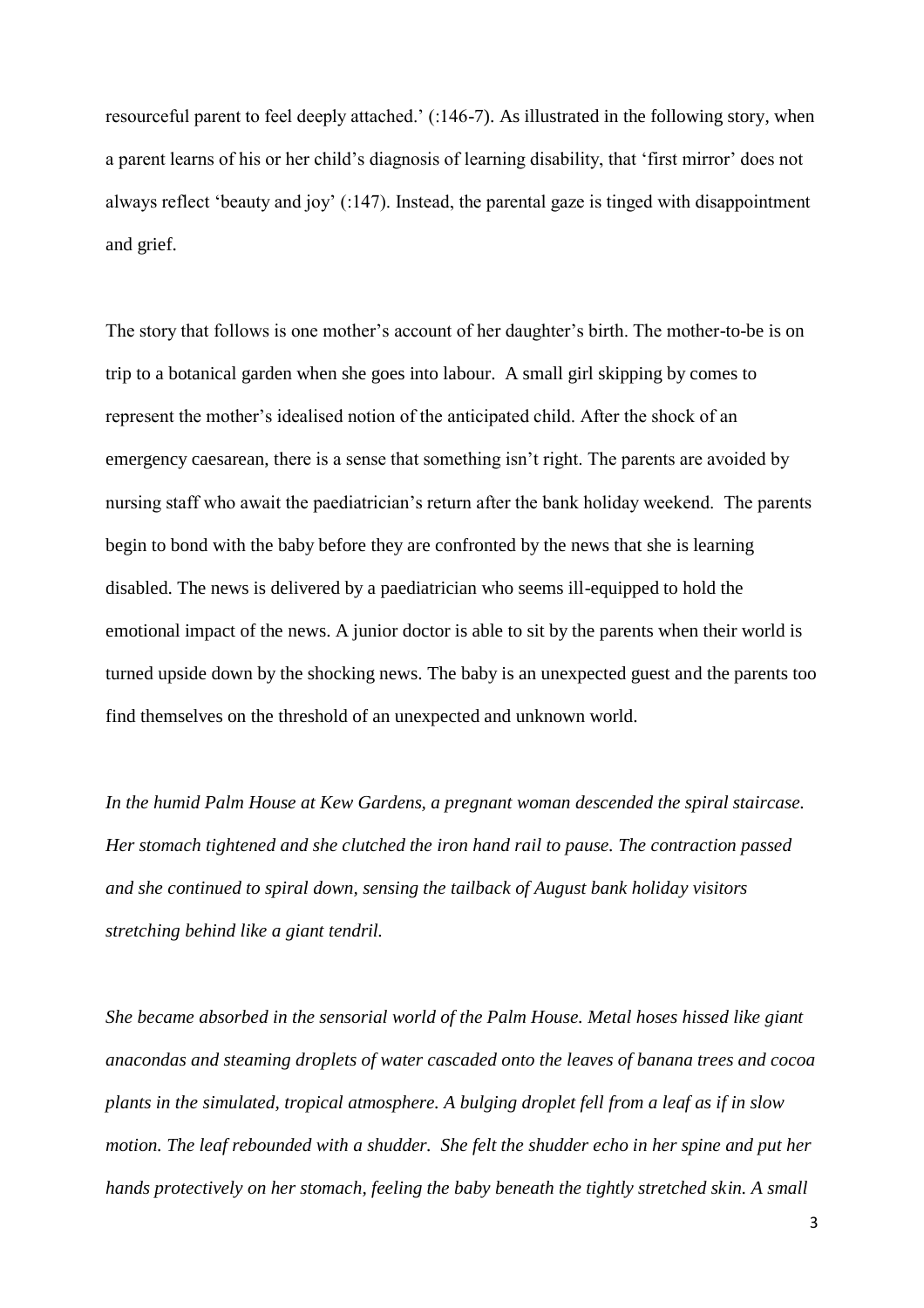resourceful parent to feel deeply attached.' (:146-7). As illustrated in the following story, when a parent learns of his or her child's diagnosis of learning disability, that 'first mirror' does not always reflect 'beauty and joy' (:147). Instead, the parental gaze is tinged with disappointment and grief.

The story that follows is one mother's account of her daughter's birth. The mother-to-be is on trip to a botanical garden when she goes into labour. A small girl skipping by comes to represent the mother's idealised notion of the anticipated child. After the shock of an emergency caesarean, there is a sense that something isn't right. The parents are avoided by nursing staff who await the paediatrician's return after the bank holiday weekend. The parents begin to bond with the baby before they are confronted by the news that she is learning disabled. The news is delivered by a paediatrician who seems ill-equipped to hold the emotional impact of the news. A junior doctor is able to sit by the parents when their world is turned upside down by the shocking news. The baby is an unexpected guest and the parents too find themselves on the threshold of an unexpected and unknown world.

*In the humid Palm House at Kew Gardens, a pregnant woman descended the spiral staircase. Her stomach tightened and she clutched the iron hand rail to pause. The contraction passed and she continued to spiral down, sensing the tailback of August bank holiday visitors stretching behind like a giant tendril.*

*She became absorbed in the sensorial world of the Palm House. Metal hoses hissed like giant anacondas and steaming droplets of water cascaded onto the leaves of banana trees and cocoa plants in the simulated, tropical atmosphere. A bulging droplet fell from a leaf as if in slow motion. The leaf rebounded with a shudder. She felt the shudder echo in her spine and put her hands protectively on her stomach, feeling the baby beneath the tightly stretched skin. A small*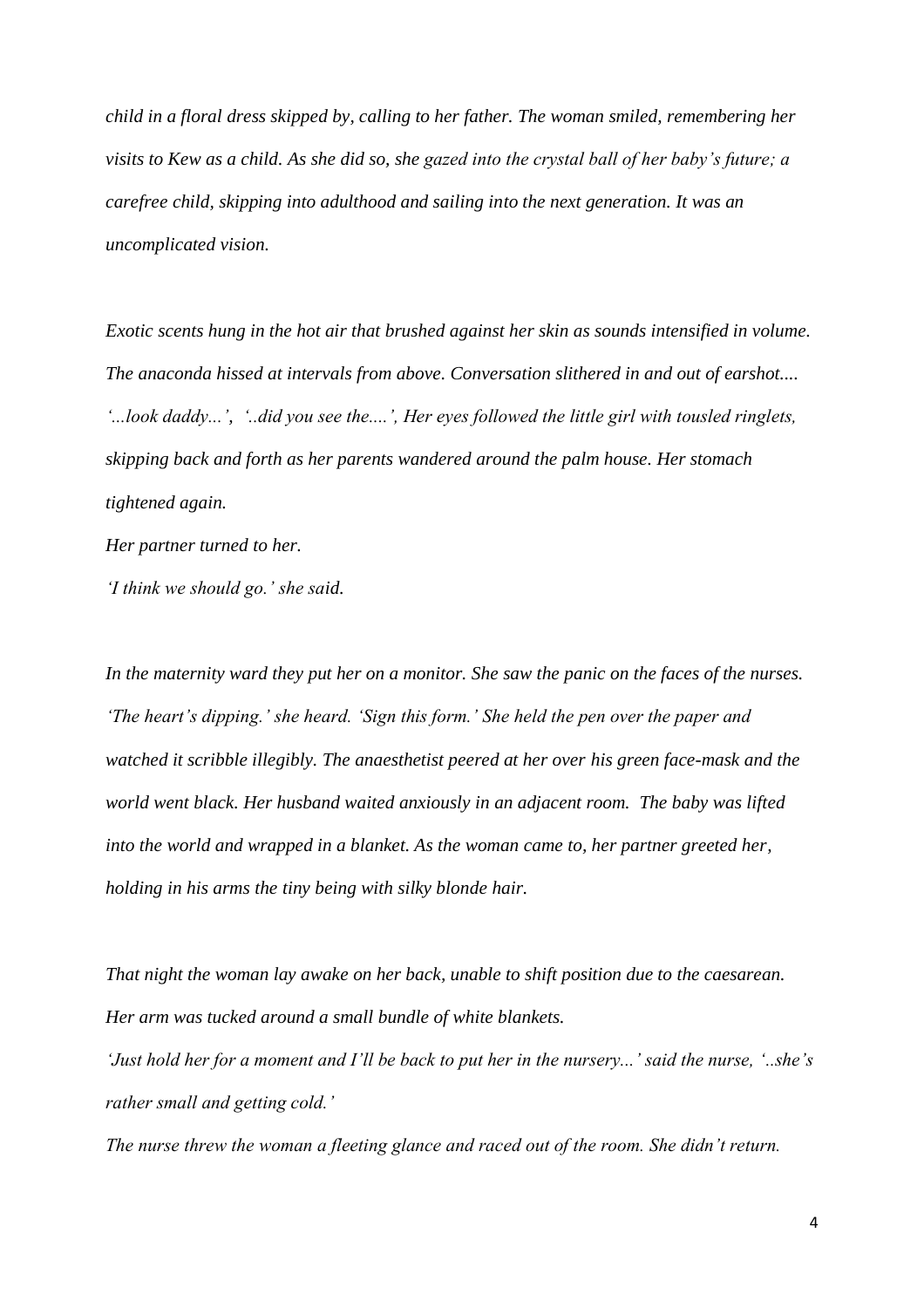*child in a floral dress skipped by, calling to her father. The woman smiled, remembering her visits to Kew as a child. As she did so, she gazed into the crystal ball of her baby's future; a carefree child, skipping into adulthood and sailing into the next generation. It was an uncomplicated vision.*

*Exotic scents hung in the hot air that brushed against her skin as sounds intensified in volume. The anaconda hissed at intervals from above. Conversation slithered in and out of earshot.... '...look daddy...', '..did you see the....', Her eyes followed the little girl with tousled ringlets, skipping back and forth as her parents wandered around the palm house. Her stomach tightened again.*

*Her partner turned to her.*

*'I think we should go.' she said.*

*In the maternity ward they put her on a monitor. She saw the panic on the faces of the nurses. 'The heart's dipping.' she heard. 'Sign this form.' She held the pen over the paper and watched it scribble illegibly. The anaesthetist peered at her over his green face-mask and the world went black. Her husband waited anxiously in an adjacent room. The baby was lifted into the world and wrapped in a blanket. As the woman came to, her partner greeted her, holding in his arms the tiny being with silky blonde hair.*

*That night the woman lay awake on her back, unable to shift position due to the caesarean. Her arm was tucked around a small bundle of white blankets.*

*'Just hold her for a moment and I'll be back to put her in the nursery...' said the nurse, '..she's rather small and getting cold.'*

*The nurse threw the woman a fleeting glance and raced out of the room. She didn't return.*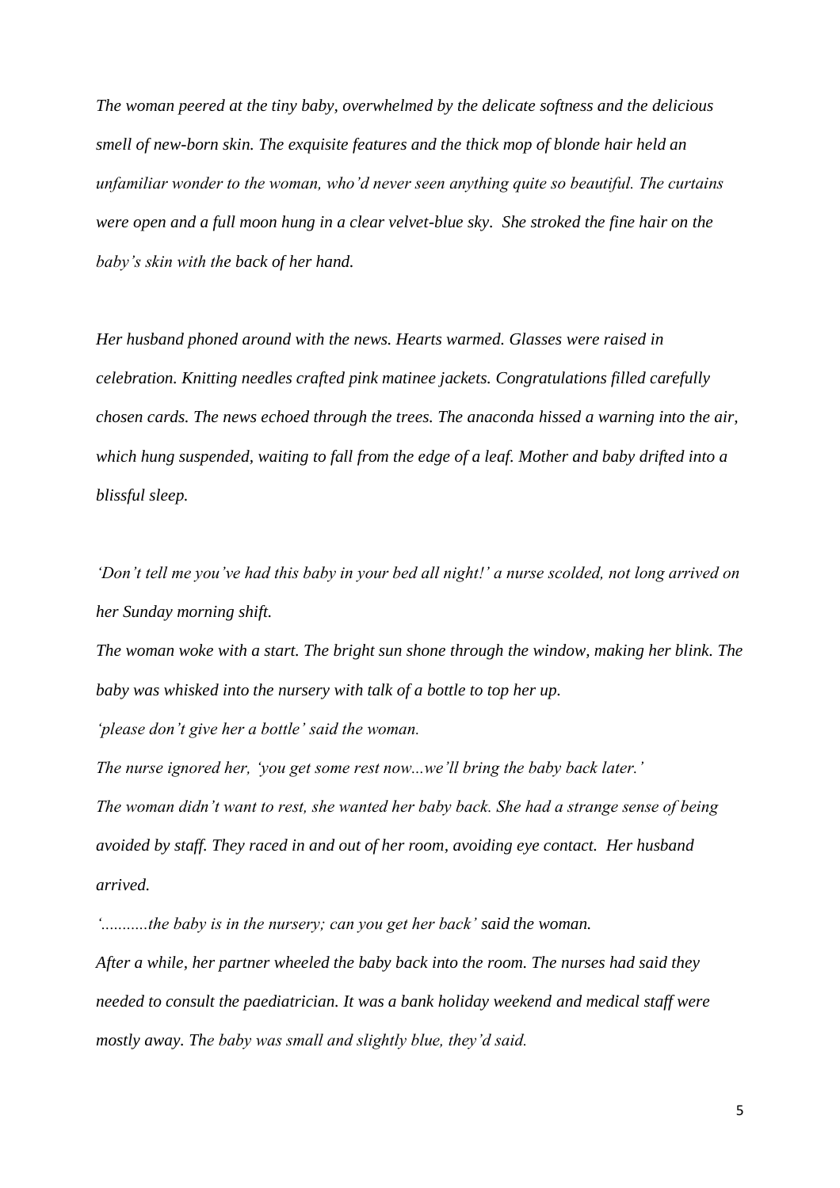*The woman peered at the tiny baby, overwhelmed by the delicate softness and the delicious smell of new-born skin. The exquisite features and the thick mop of blonde hair held an unfamiliar wonder to the woman, who'd never seen anything quite so beautiful. The curtains were open and a full moon hung in a clear velvet-blue sky. She stroked the fine hair on the baby's skin with the back of her hand.*

*Her husband phoned around with the news. Hearts warmed. Glasses were raised in celebration. Knitting needles crafted pink matinee jackets. Congratulations filled carefully chosen cards. The news echoed through the trees. The anaconda hissed a warning into the air, which hung suspended, waiting to fall from the edge of a leaf. Mother and baby drifted into a blissful sleep.*

*'Don't tell me you've had this baby in your bed all night!' a nurse scolded, not long arrived on her Sunday morning shift.*

*The woman woke with a start. The bright sun shone through the window, making her blink. The baby was whisked into the nursery with talk of a bottle to top her up.*

*'please don't give her a bottle' said the woman.*

*The nurse ignored her, 'you get some rest now...we'll bring the baby back later.'*

*The woman didn't want to rest, she wanted her baby back. She had a strange sense of being avoided by staff. They raced in and out of her room, avoiding eye contact. Her husband arrived.*

*'...........the baby is in the nursery; can you get her back' said the woman.*

*After a while, her partner wheeled the baby back into the room. The nurses had said they needed to consult the paediatrician. It was a bank holiday weekend and medical staff were mostly away. The baby was small and slightly blue, they'd said.*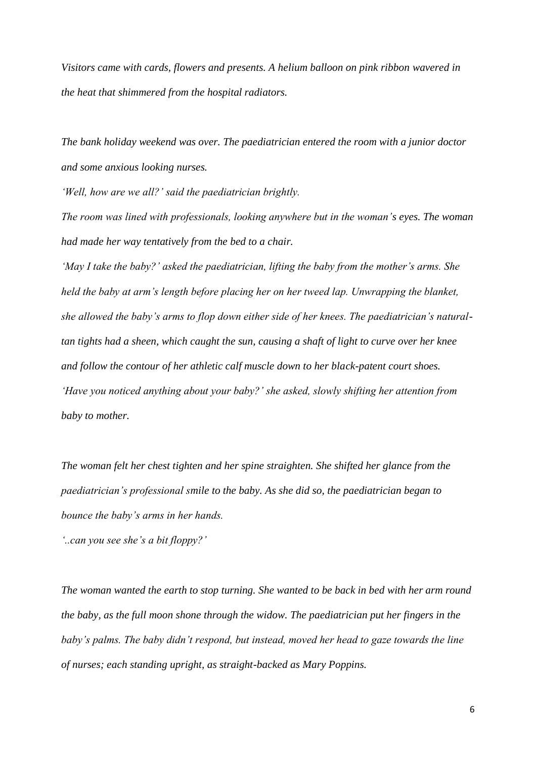*Visitors came with cards, flowers and presents. A helium balloon on pink ribbon wavered in the heat that shimmered from the hospital radiators.*

*The bank holiday weekend was over. The paediatrician entered the room with a junior doctor and some anxious looking nurses.*

*'Well, how are we all?' said the paediatrician brightly.*

*The room was lined with professionals, looking anywhere but in the woman's eyes. The woman had made her way tentatively from the bed to a chair.*

*'May I take the baby?' asked the paediatrician, lifting the baby from the mother's arms. She held the baby at arm's length before placing her on her tweed lap. Unwrapping the blanket, she allowed the baby's arms to flop down either side of her knees. The paediatrician's natural-tan tights had a sheen, which caught the sun, causing a shaft of light to curve over her knee and follow the contour of her athletic calf muscle down to her black-patent court shoes.*

*'Have you noticed anything about your baby?' she asked, slowly shifting her attention from baby to mother.*

*The woman felt her chest tighten and her spine straighten. She shifted her glance from the paediatrician's professional smile to the baby. As she did so, the paediatrician began to bounce the baby's arms in her hands.*

*'..can you see she's a bit floppy?'*

*The woman wanted the earth to stop turning. She wanted to be back in bed with her arm round the baby, as the full moon shone through the widow. The paediatrician put her fingers in the baby's palms. The baby didn't respond, but instead, moved her head to gaze towards the line of nurses; each standing upright, as straight-backed as Mary Poppins.*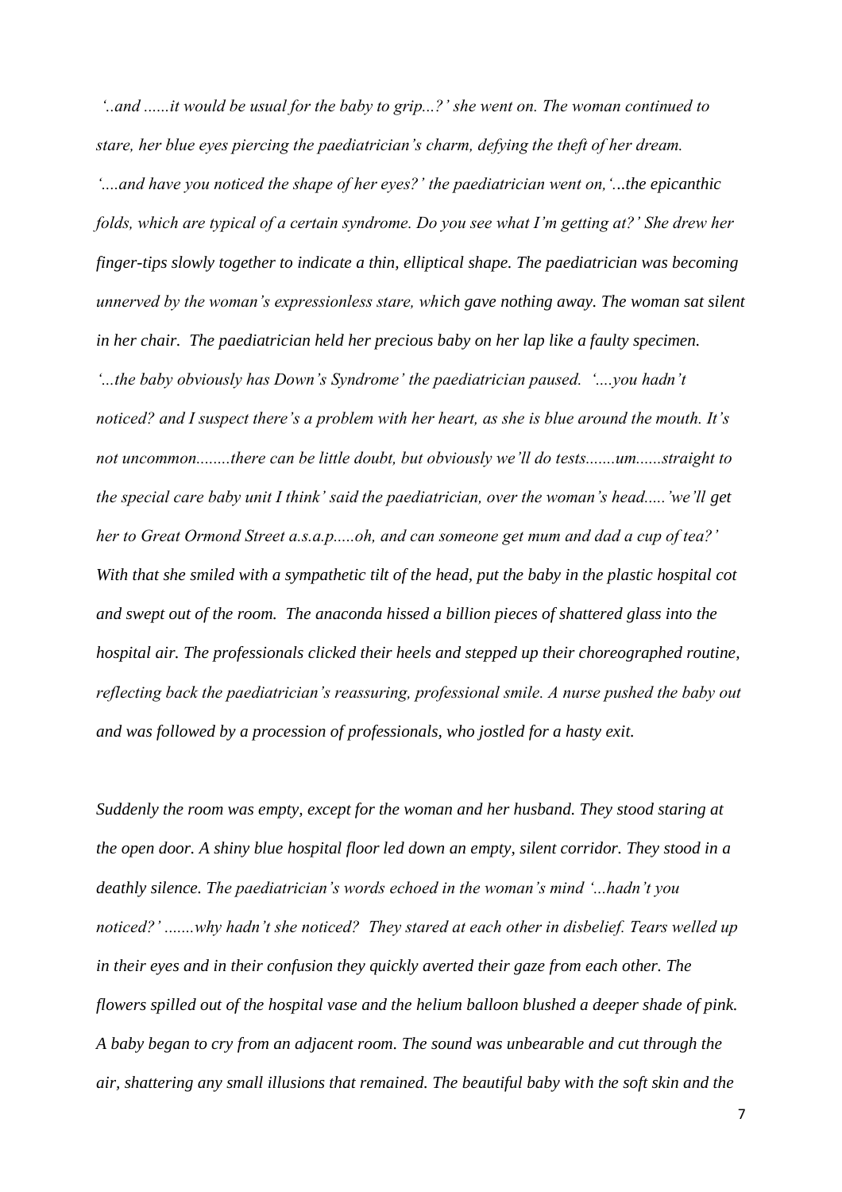*'..and ......it would be usual for the baby to grip...?' she went on. The woman continued to stare, her blue eyes piercing the paediatrician's charm, defying the theft of her dream. '....and have you noticed the shape of her eyes?' the paediatrician went on,'...the epicanthic folds, which are typical of a certain syndrome. Do you see what I'm getting at?' She drew her finger-tips slowly together to indicate a thin, elliptical shape. The paediatrician was becoming unnerved by the woman's expressionless stare, which gave nothing away. The woman sat silent in her chair. The paediatrician held her precious baby on her lap like a faulty specimen. '...the baby obviously has Down's Syndrome' the paediatrician paused. '....you hadn't noticed? and I suspect there's a problem with her heart, as she is blue around the mouth. It's not uncommon........there can be little doubt, but obviously we'll do tests.......um......straight to the special care baby unit I think' said the paediatrician, over the woman's head.....'we'll get her to Great Ormond Street a.s.a.p.....oh, and can someone get mum and dad a cup of tea?' With that she smiled with a sympathetic tilt of the head, put the baby in the plastic hospital cot and swept out of the room. The anaconda hissed a billion pieces of shattered glass into the hospital air. The professionals clicked their heels and stepped up their choreographed routine, reflecting back the paediatrician's reassuring, professional smile. A nurse pushed the baby out and was followed by a procession of professionals, who jostled for a hasty exit.*

*Suddenly the room was empty, except for the woman and her husband. They stood staring at the open door. A shiny blue hospital floor led down an empty, silent corridor. They stood in a deathly silence. The paediatrician's words echoed in the woman's mind '...hadn't you noticed?' .......why hadn't she noticed? They stared at each other in disbelief. Tears welled up in their eyes and in their confusion they quickly averted their gaze from each other. The flowers spilled out of the hospital vase and the helium balloon blushed a deeper shade of pink. A baby began to cry from an adjacent room. The sound was unbearable and cut through the air, shattering any small illusions that remained. The beautiful baby with the soft skin and the*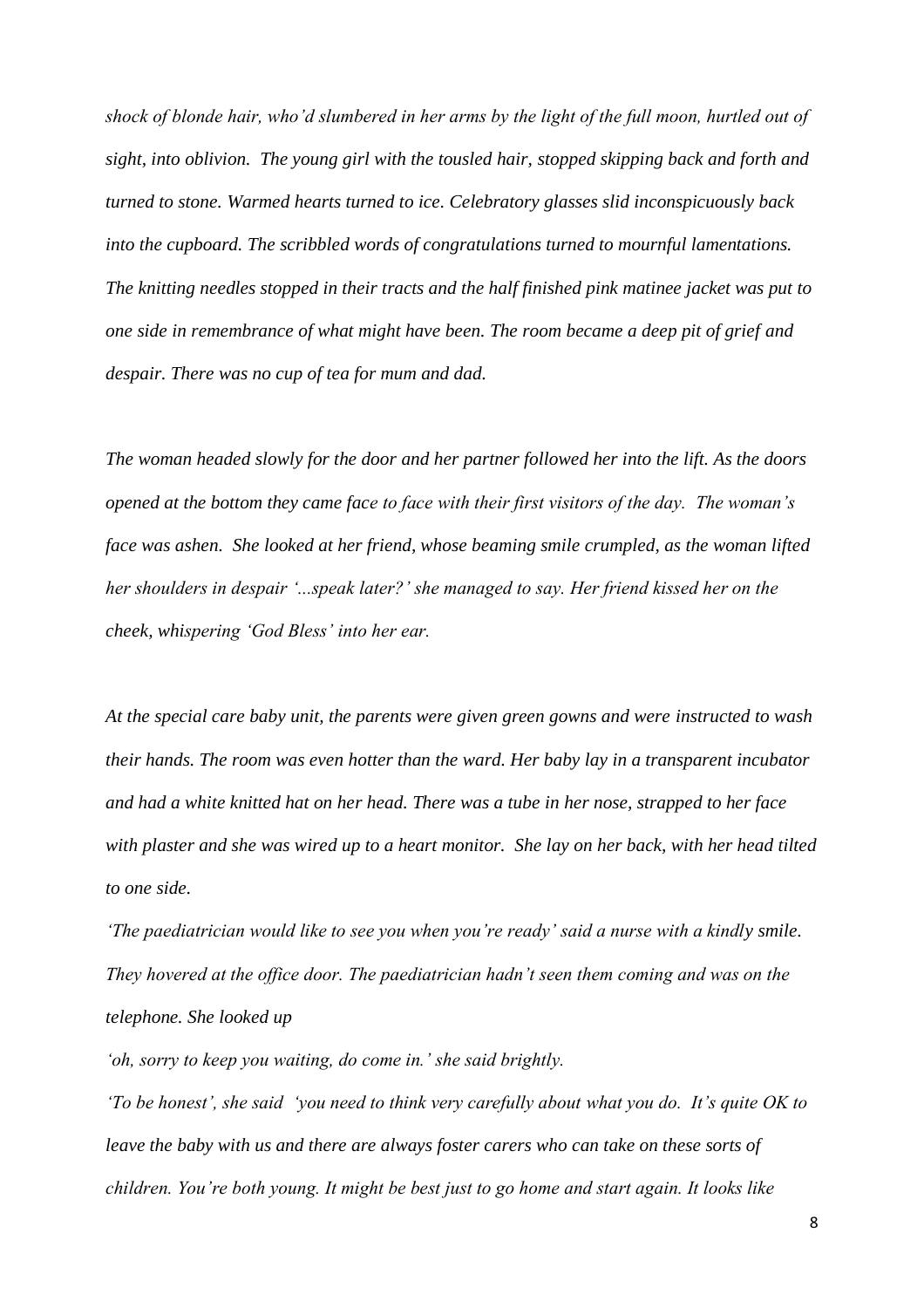*shock of blonde hair, who'd slumbered in her arms by the light of the full moon, hurtled out of sight, into oblivion. The young girl with the tousled hair, stopped skipping back and forth and turned to stone. Warmed hearts turned to ice. Celebratory glasses slid inconspicuously back into the cupboard. The scribbled words of congratulations turned to mournful lamentations. The knitting needles stopped in their tracts and the half finished pink matinee jacket was put to one side in remembrance of what might have been. The room became a deep pit of grief and despair. There was no cup of tea for mum and dad.*

*The woman headed slowly for the door and her partner followed her into the lift. As the doors opened at the bottom they came face to face with their first visitors of the day. The woman's face was ashen. She looked at her friend, whose beaming smile crumpled, as the woman lifted her shoulders in despair '...speak later?' she managed to say. Her friend kissed her on the cheek, whispering 'God Bless' into her ear.*

*At the special care baby unit, the parents were given green gowns and were instructed to wash their hands. The room was even hotter than the ward. Her baby lay in a transparent incubator and had a white knitted hat on her head. There was a tube in her nose, strapped to her face with plaster and she was wired up to a heart monitor. She lay on her back, with her head tilted to one side.*

*'The paediatrician would like to see you when you're ready' said a nurse with a kindly smile. They hovered at the office door. The paediatrician hadn't seen them coming and was on the telephone. She looked up*

*'oh, sorry to keep you waiting, do come in.' she said brightly.*

*'To be honest', she said 'you need to think very carefully about what you do. It's quite OK to leave the baby with us and there are always foster carers who can take on these sorts of children. You're both young. It might be best just to go home and start again. It looks like*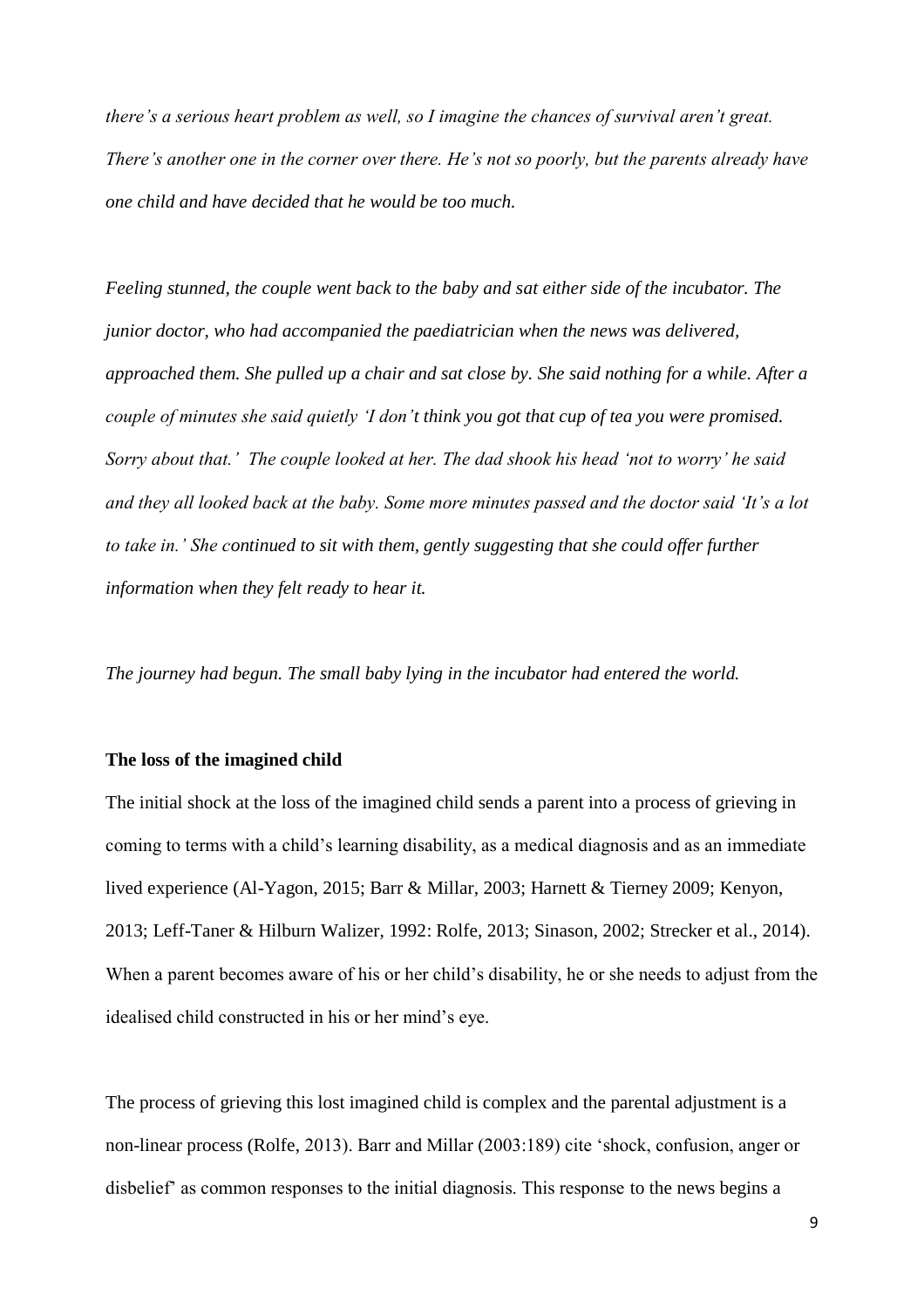*there's a serious heart problem as well, so I imagine the chances of survival aren't great. There's another one in the corner over there. He's not so poorly, but the parents already have one child and have decided that he would be too much.*

*Feeling stunned, the couple went back to the baby and sat either side of the incubator. The junior doctor, who had accompanied the paediatrician when the news was delivered, approached them. She pulled up a chair and sat close by. She said nothing for a while. After a couple of minutes she said quietly 'I don't think you got that cup of tea you were promised. Sorry about that.' The couple looked at her. The dad shook his head 'not to worry' he said and they all looked back at the baby. Some more minutes passed and the doctor said 'It's a lot to take in.' She continued to sit with them, gently suggesting that she could offer further information when they felt ready to hear it.*

*The journey had begun. The small baby lying in the incubator had entered the world.*

**The loss of the imagined child**

The initial shock at the loss of the imagined child sends a parent into a process of grieving in coming to terms with a child's learning disability, as a medical diagnosis and as an immediate lived experience (Al-Yagon, 2015; Barr & Millar, 2003; Harnett & Tierney 2009; Kenyon, 2013; Leff-Taner & Hilburn Walizer, 1992: Rolfe, 2013; Sinason, 2002; Strecker et al., 2014). When a parent becomes aware of his or her child's disability, he or she needs to adjust from the idealised child constructed in his or her mind's eye.

The process of grieving this lost imagined child is complex and the parental adjustment is a non-linear process (Rolfe, 2013). Barr and Millar (2003:189) cite 'shock, confusion, anger or disbelief' as common responses to the initial diagnosis. This response to the news begins a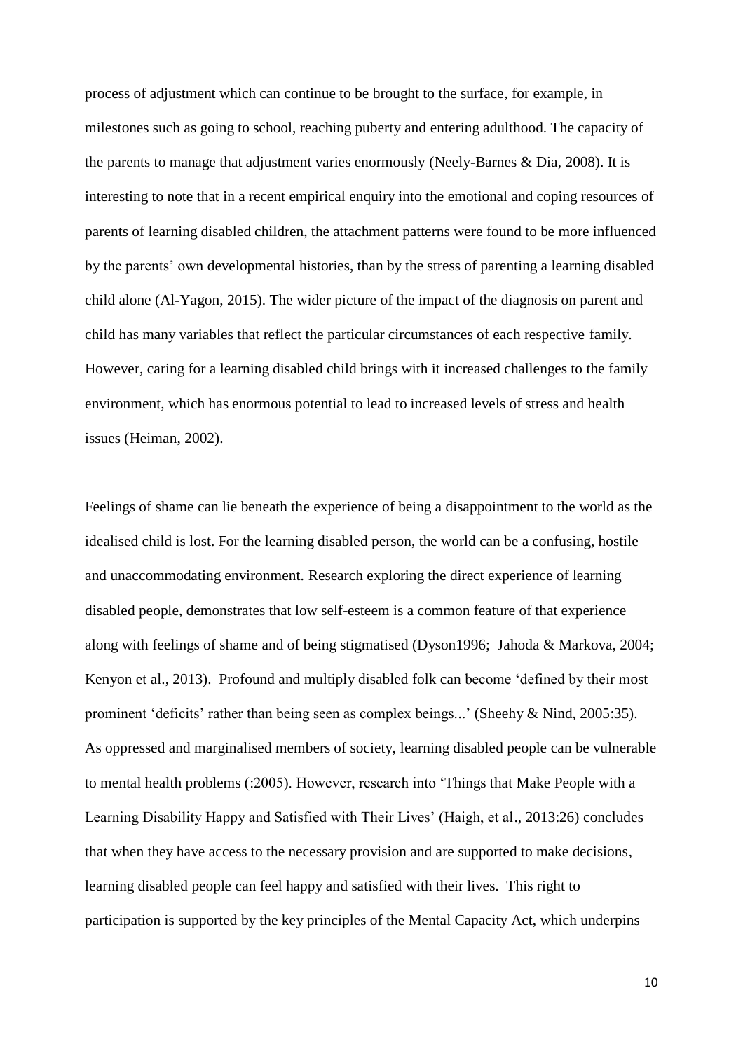process of adjustment which can continue to be brought to the surface, for example, in milestones such as going to school, reaching puberty and entering adulthood. The capacity of the parents to manage that adjustment varies enormously (Neely-Barnes & Dia, 2008). It is interesting to note that in a recent empirical enquiry into the emotional and coping resources of parents of learning disabled children, the attachment patterns were found to be more influenced by the parents' own developmental histories, than by the stress of parenting a learning disabled child alone (Al-Yagon, 2015). The wider picture of the impact of the diagnosis on parent and child has many variables that reflect the particular circumstances of each respective family. However, caring for a learning disabled child brings with it increased challenges to the family environment, which has enormous potential to lead to increased levels of stress and health issues (Heiman, 2002).

Feelings of shame can lie beneath the experience of being a disappointment to the world as the idealised child is lost. For the learning disabled person, the world can be a confusing, hostile and unaccommodating environment. Research exploring the direct experience of learning disabled people, demonstrates that low self-esteem is a common feature of that experience along with feelings of shame and of being stigmatised (Dyson1996; Jahoda & Markova, 2004; Kenyon et al., 2013). Profound and multiply disabled folk can become 'defined by their most prominent 'deficits' rather than being seen as complex beings...' (Sheehy & Nind, 2005:35). As oppressed and marginalised members of society, learning disabled people can be vulnerable to mental health problems (:2005). However, research into 'Things that Make People with a Learning Disability Happy and Satisfied with Their Lives' (Haigh, et al., 2013:26) concludes that when they have access to the necessary provision and are supported to make decisions, learning disabled people can feel happy and satisfied with their lives. This right to participation is supported by the key principles of the Mental Capacity Act, which underpins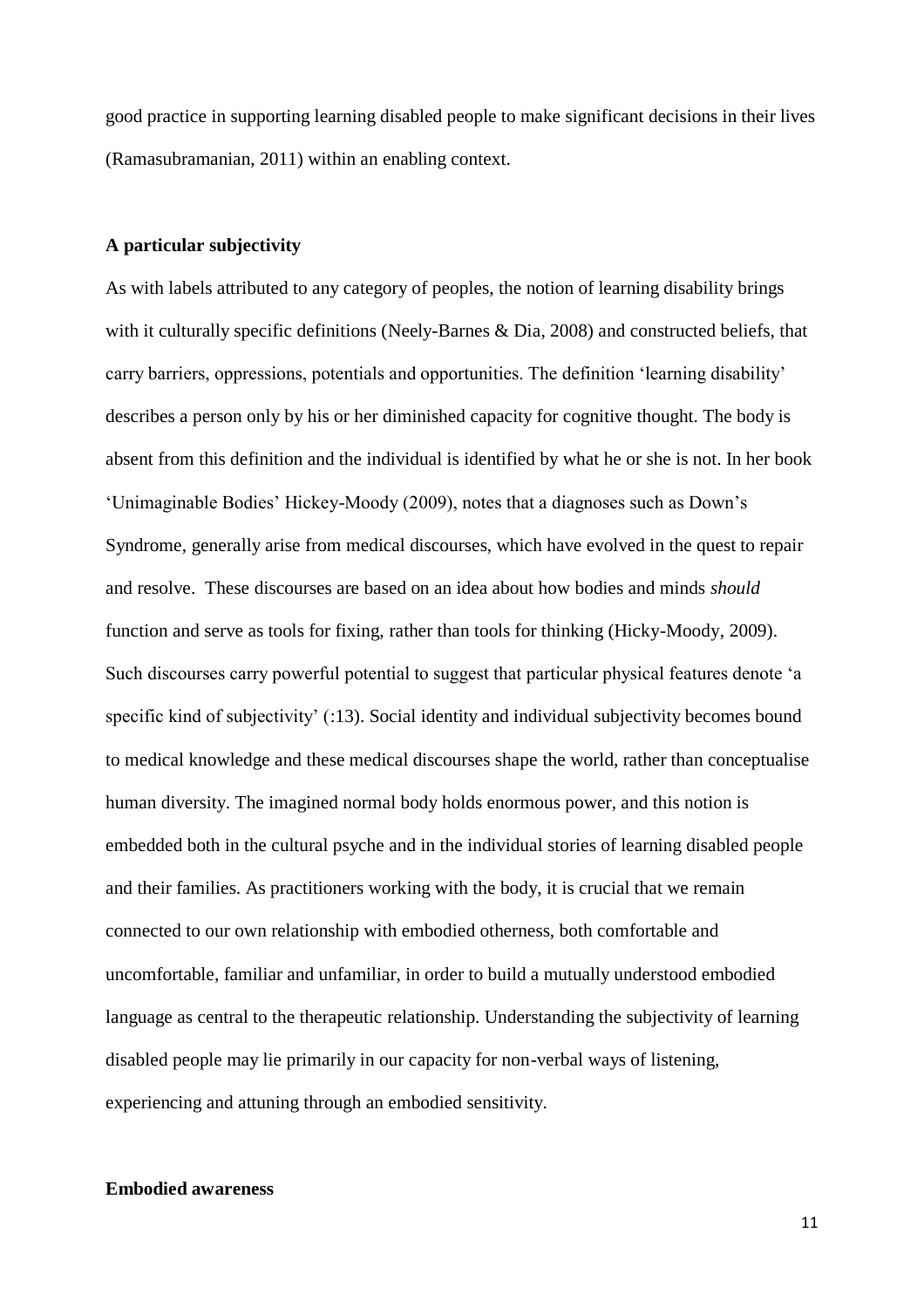good practice in supporting learning disabled people to make significant decisions in their lives (Ramasubramanian, 2011) within an enabling context.

### A particular subjectivity

As with labels attributed to any category of peoples, the notion of learning disability brings with it culturally specific definitions (Neely-Barnes & Dia, 2008) and constructed beliefs, that carry barriers, oppressions, potentials and opportunities. The definition 'learning disability' describes a person only by his or her diminished capacity for cognitive thought. The body is absent from this definition and the individual is identified by what he or she is not. In her book 'Unimaginable Bodies' Hickey-Moody (2009), notes that a diagnoses such as Down's Syndrome, generally arise from medical discourses, which have evolved in the quest to repair and resolve. These discourses are based on an idea about how bodies and minds *should* function and serve as tools for fixing, rather than tools for thinking (Hicky-Moody, 2009). Such discourses carry powerful potential to suggest that particular physical features denote 'a specific kind of subjectivity' (:13). Social identity and individual subjectivity becomes bound to medical knowledge and these medical discourses shape the world, rather than conceptualise human diversity. The imagined normal body holds enormous power, and this notion is embedded both in the cultural psyche and in the individual stories of learning disabled people and their families. As practitioners working with the body, it is crucial that we remain connected to our own relationship with embodied otherness, both comfortable and uncomfortable, familiar and unfamiliar, in order to build a mutually understood embodied language as central to the therapeutic relationship. Understanding the subjectivity of learning disabled people may lie primarily in our capacity for non-verbal ways of listening, experiencing and attuning through an embodied sensitivity.

### Embodied awareness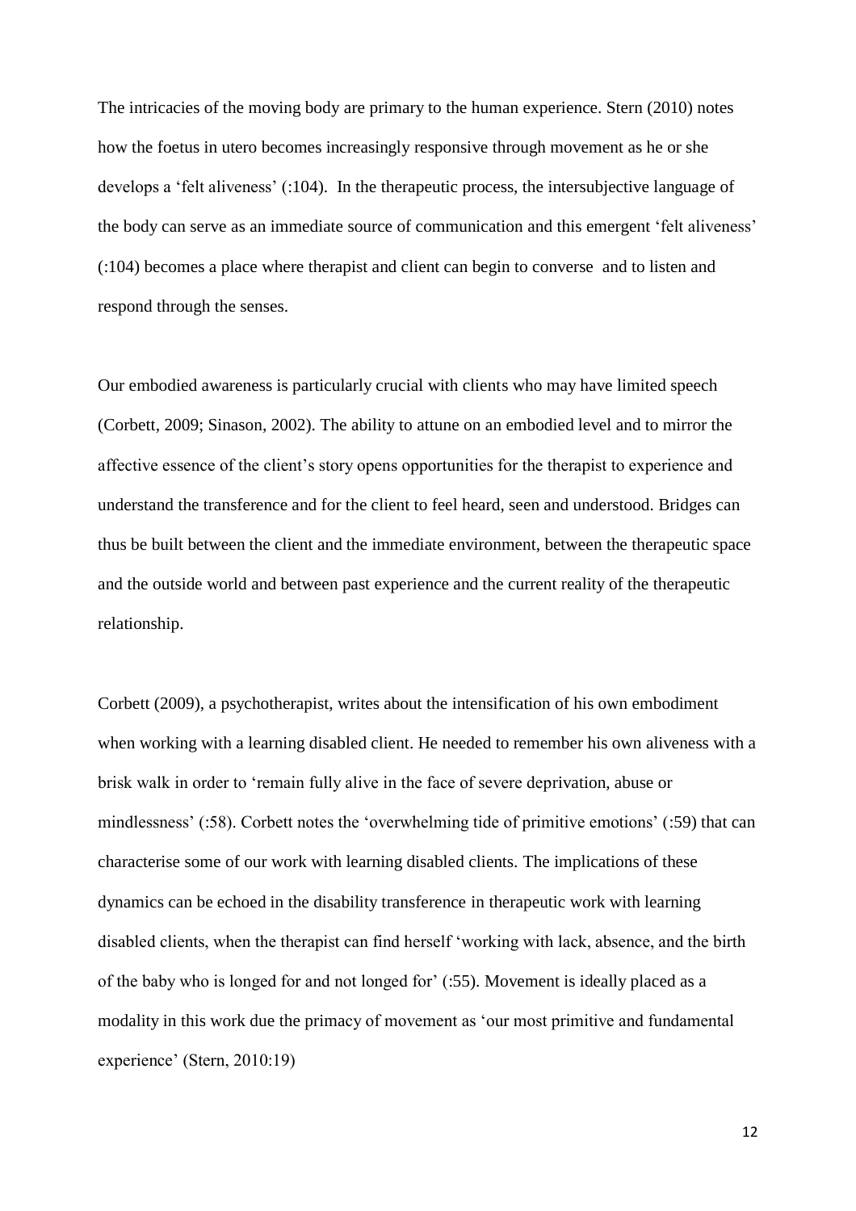The intricacies of the moving body are primary to the human experience. Stern (2010) notes how the foetus in utero becomes increasingly responsive through movement as he or she develops a 'felt aliveness' (:104). In the therapeutic process, the intersubjective language of the body can serve as an immediate source of communication and this emergent 'felt aliveness' (:104) becomes a place where therapist and client can begin to converse and to listen and respond through the senses.

Our embodied awareness is particularly crucial with clients who may have limited speech (Corbett, 2009; Sinason, 2002). The ability to attune on an embodied level and to mirror the affective essence of the client's story opens opportunities for the therapist to experience and understand the transference and for the client to feel heard, seen and understood. Bridges can thus be built between the client and the immediate environment, between the therapeutic space and the outside world and between past experience and the current reality of the therapeutic relationship.

Corbett (2009), a psychotherapist, writes about the intensification of his own embodiment when working with a learning disabled client. He needed to remember his own aliveness with a brisk walk in order to 'remain fully alive in the face of severe deprivation, abuse or mindlessness' (:58). Corbett notes the 'overwhelming tide of primitive emotions' (:59) that can characterise some of our work with learning disabled clients. The implications of these dynamics can be echoed in the disability transference in therapeutic work with learning disabled clients, when the therapist can find herself 'working with lack, absence, and the birth of the baby who is longed for and not longed for' (:55). Movement is ideally placed as a modality in this work due the primacy of movement as 'our most primitive and fundamental experience' (Stern, 2010:19)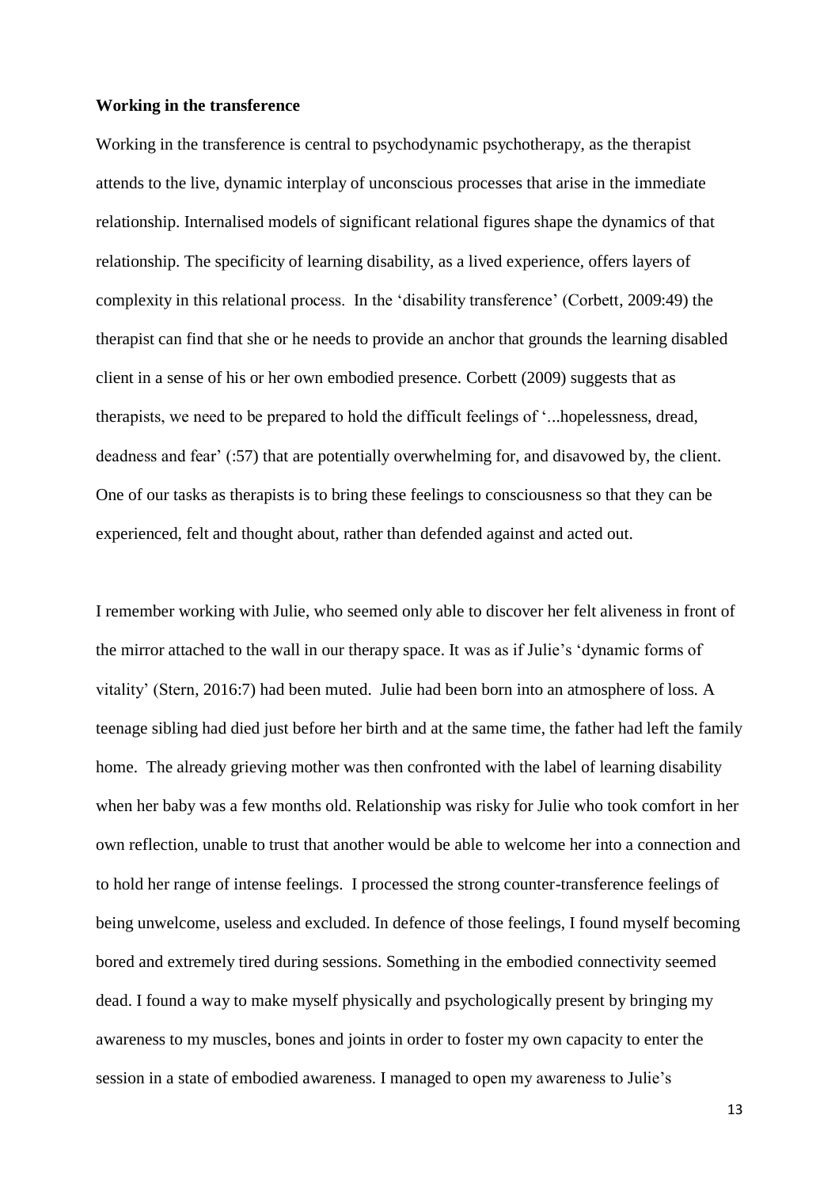**Working in the transference**

Working in the transference is central to psychodynamic psychotherapy, as the therapist attends to the live, dynamic interplay of unconscious processes that arise in the immediate relationship. Internalised models of significant relational figures shape the dynamics of that relationship. The specificity of learning disability, as a lived experience, offers layers of complexity in this relational process. In the 'disability transference' (Corbett, 2009:49) the therapist can find that she or he needs to provide an anchor that grounds the learning disabled client in a sense of his or her own embodied presence. Corbett (2009) suggests that as therapists, we need to be prepared to hold the difficult feelings of '...hopelessness, dread, deadness and fear' (:57) that are potentially overwhelming for, and disavowed by, the client. One of our tasks as therapists is to bring these feelings to consciousness so that they can be experienced, felt and thought about, rather than defended against and acted out.

I remember working with Julie, who seemed only able to discover her felt aliveness in front of the mirror attached to the wall in our therapy space. It was as if Julie's 'dynamic forms of vitality' (Stern, 2016:7) had been muted. Julie had been born into an atmosphere of loss. A teenage sibling had died just before her birth and at the same time, the father had left the family home. The already grieving mother was then confronted with the label of learning disability when her baby was a few months old. Relationship was risky for Julie who took comfort in her own reflection, unable to trust that another would be able to welcome her into a connection and to hold her range of intense feelings. I processed the strong counter-transference feelings of being unwelcome, useless and excluded. In defence of those feelings, I found myself becoming bored and extremely tired during sessions. Something in the embodied connectivity seemed dead. I found a way to make myself physically and psychologically present by bringing my awareness to my muscles, bones and joints in order to foster my own capacity to enter the session in a state of embodied awareness. I managed to open my awareness to Julie's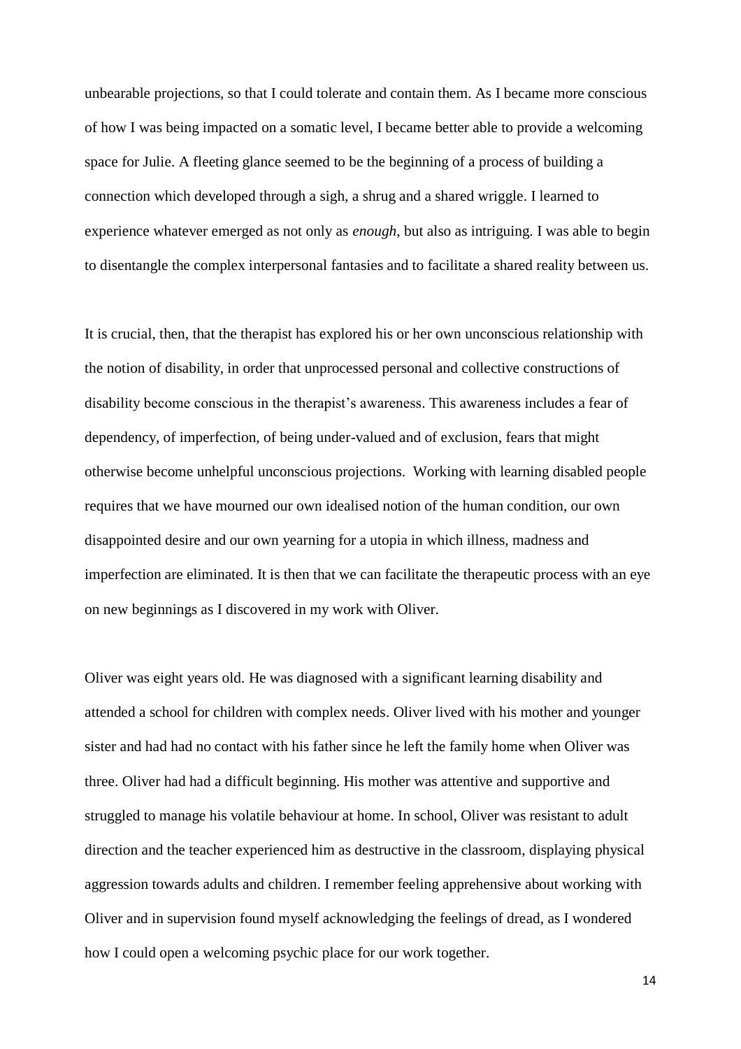unbearable projections, so that I could tolerate and contain them. As I became more conscious of how I was being impacted on a somatic level, I became better able to provide a welcoming space for Julie. A fleeting glance seemed to be the beginning of a process of building a connection which developed through a sigh, a shrug and a shared wriggle. I learned to experience whatever emerged as not only as *enough*, but also as intriguing. I was able to begin to disentangle the complex interpersonal fantasies and to facilitate a shared reality between us.

It is crucial, then, that the therapist has explored his or her own unconscious relationship with the notion of disability, in order that unprocessed personal and collective constructions of disability become conscious in the therapist's awareness. This awareness includes a fear of dependency, of imperfection, of being under-valued and of exclusion, fears that might otherwise become unhelpful unconscious projections. Working with learning disabled people requires that we have mourned our own idealised notion of the human condition, our own disappointed desire and our own yearning for a utopia in which illness, madness and imperfection are eliminated. It is then that we can facilitate the therapeutic process with an eye on new beginnings as I discovered in my work with Oliver.

Oliver was eight years old. He was diagnosed with a significant learning disability and attended a school for children with complex needs. Oliver lived with his mother and younger sister and had had no contact with his father since he left the family home when Oliver was three. Oliver had had a difficult beginning. His mother was attentive and supportive and struggled to manage his volatile behaviour at home. In school, Oliver was resistant to adult direction and the teacher experienced him as destructive in the classroom, displaying physical aggression towards adults and children. I remember feeling apprehensive about working with Oliver and in supervision found myself acknowledging the feelings of dread, as I wondered how I could open a welcoming psychic place for our work together.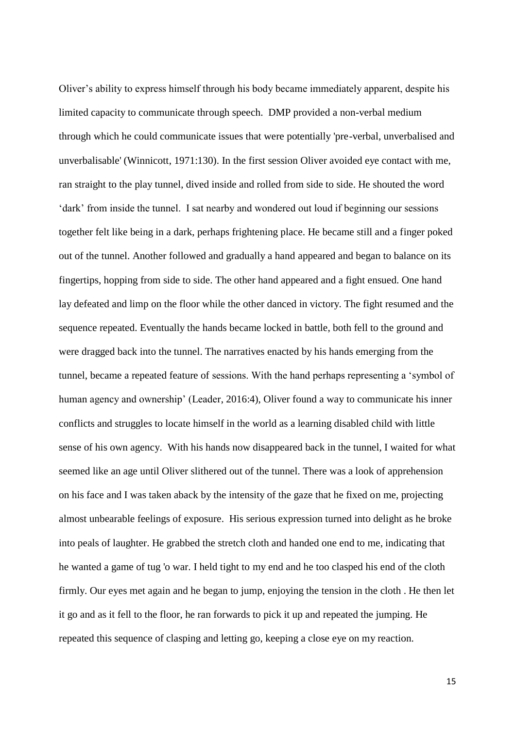Oliver's ability to express himself through his body became immediately apparent, despite his limited capacity to communicate through speech. DMP provided a non-verbal medium through which he could communicate issues that were potentially 'pre-verbal, unverbalised and unverbalisable' (Winnicott, 1971:130). In the first session Oliver avoided eye contact with me, ran straight to the play tunnel, dived inside and rolled from side to side. He shouted the word 'dark' from inside the tunnel. I sat nearby and wondered out loud if beginning our sessions together felt like being in a dark, perhaps frightening place. He became still and a finger poked out of the tunnel. Another followed and gradually a hand appeared and began to balance on its fingertips, hopping from side to side. The other hand appeared and a fight ensued. One hand lay defeated and limp on the floor while the other danced in victory. The fight resumed and the sequence repeated. Eventually the hands became locked in battle, both fell to the ground and were dragged back into the tunnel. The narratives enacted by his hands emerging from the tunnel, became a repeated feature of sessions. With the hand perhaps representing a 'symbol of human agency and ownership' (Leader, 2016:4), Oliver found a way to communicate his inner conflicts and struggles to locate himself in the world as a learning disabled child with little sense of his own agency. With his hands now disappeared back in the tunnel, I waited for what seemed like an age until Oliver slithered out of the tunnel. There was a look of apprehension on his face and I was taken aback by the intensity of the gaze that he fixed on me, projecting almost unbearable feelings of exposure. His serious expression turned into delight as he broke into peals of laughter. He grabbed the stretch cloth and handed one end to me, indicating that he wanted a game of tug 'o war. I held tight to my end and he too clasped his end of the cloth firmly. Our eyes met again and he began to jump, enjoying the tension in the cloth . He then let it go and as it fell to the floor, he ran forwards to pick it up and repeated the jumping. He repeated this sequence of clasping and letting go, keeping a close eye on my reaction.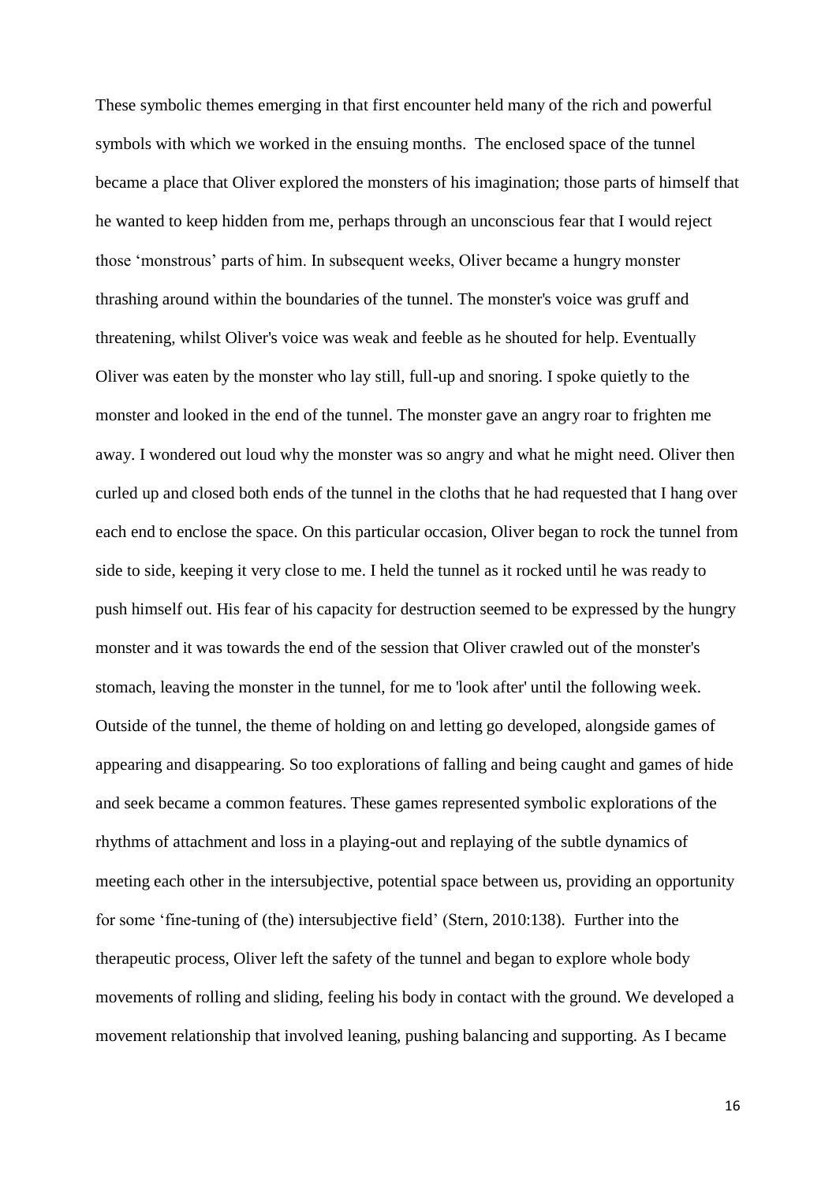These symbolic themes emerging in that first encounter held many of the rich and powerful symbols with which we worked in the ensuing months. The enclosed space of the tunnel became a place that Oliver explored the monsters of his imagination; those parts of himself that he wanted to keep hidden from me, perhaps through an unconscious fear that I would reject those 'monstrous' parts of him. In subsequent weeks, Oliver became a hungry monster thrashing around within the boundaries of the tunnel. The monster's voice was gruff and threatening, whilst Oliver's voice was weak and feeble as he shouted for help. Eventually Oliver was eaten by the monster who lay still, full-up and snoring. I spoke quietly to the monster and looked in the end of the tunnel. The monster gave an angry roar to frighten me away. I wondered out loud why the monster was so angry and what he might need. Oliver then curled up and closed both ends of the tunnel in the cloths that he had requested that I hang over each end to enclose the space. On this particular occasion, Oliver began to rock the tunnel from side to side, keeping it very close to me. I held the tunnel as it rocked until he was ready to push himself out. His fear of his capacity for destruction seemed to be expressed by the hungry monster and it was towards the end of the session that Oliver crawled out of the monster's stomach, leaving the monster in the tunnel, for me to 'look after' until the following week. Outside of the tunnel, the theme of holding on and letting go developed, alongside games of appearing and disappearing. So too explorations of falling and being caught and games of hide and seek became a common features. These games represented symbolic explorations of the rhythms of attachment and loss in a playing-out and replaying of the subtle dynamics of meeting each other in the intersubjective, potential space between us, providing an opportunity for some 'fine-tuning of (the) intersubjective field' (Stern, 2010:138). Further into the therapeutic process, Oliver left the safety of the tunnel and began to explore whole body movements of rolling and sliding, feeling his body in contact with the ground. We developed a movement relationship that involved leaning, pushing balancing and supporting. As I became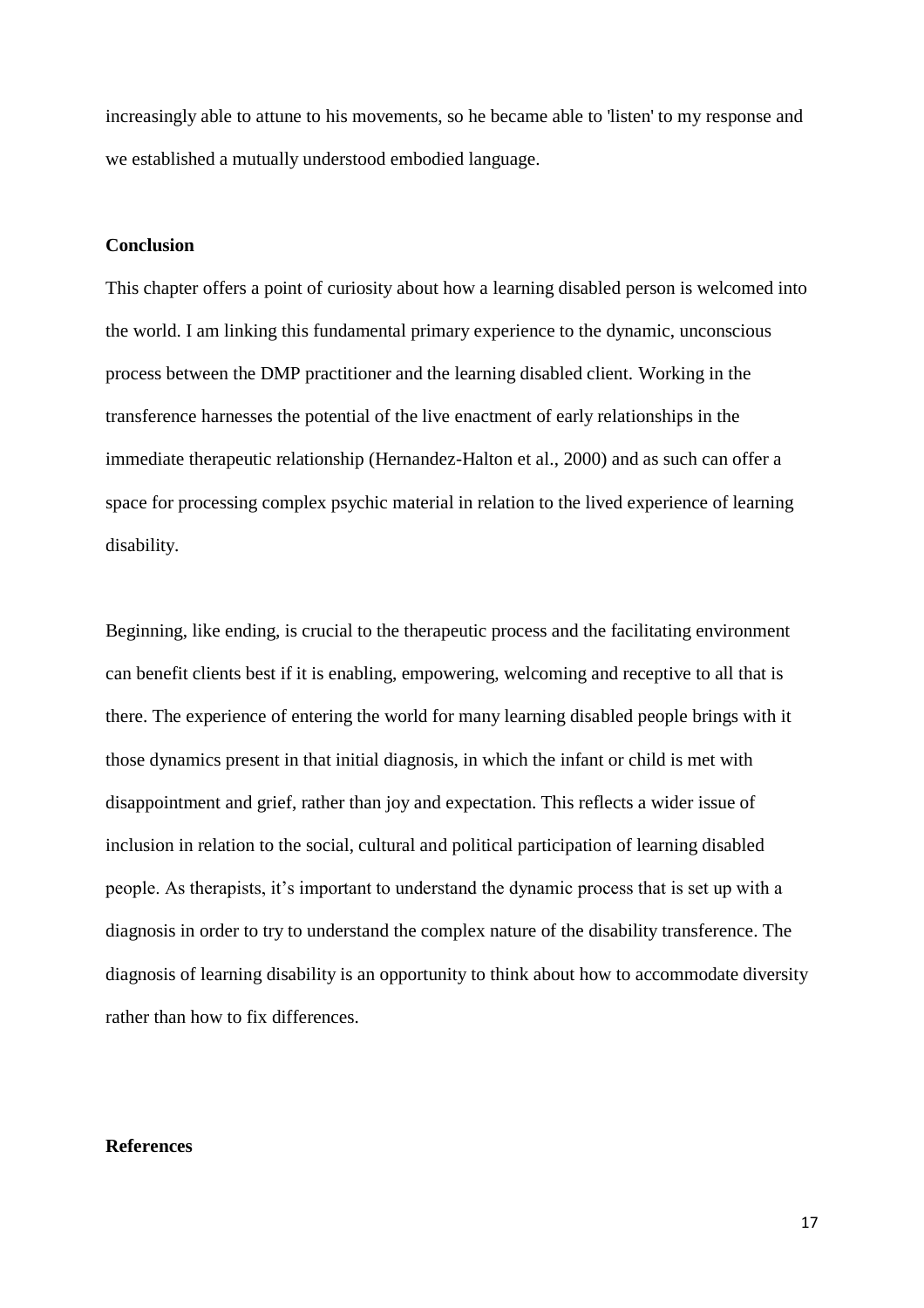increasingly able to attune to his movements, so he became able to 'listen' to my response and we established a mutually understood embodied language.

**Conclusion**

This chapter offers a point of curiosity about how a learning disabled person is welcomed into the world. I am linking this fundamental primary experience to the dynamic, unconscious process between the DMP practitioner and the learning disabled client. Working in the transference harnesses the potential of the live enactment of early relationships in the immediate therapeutic relationship (Hernandez-Halton et al., 2000) and as such can offer a space for processing complex psychic material in relation to the lived experience of learning disability.

Beginning, like ending, is crucial to the therapeutic process and the facilitating environment can benefit clients best if it is enabling, empowering, welcoming and receptive to all that is there. The experience of entering the world for many learning disabled people brings with it those dynamics present in that initial diagnosis, in which the infant or child is met with disappointment and grief, rather than joy and expectation. This reflects a wider issue of inclusion in relation to the social, cultural and political participation of learning disabled people. As therapists, it's important to understand the dynamic process that is set up with a diagnosis in order to try to understand the complex nature of the disability transference. The diagnosis of learning disability is an opportunity to think about how to accommodate diversity rather than how to fix differences.

**References**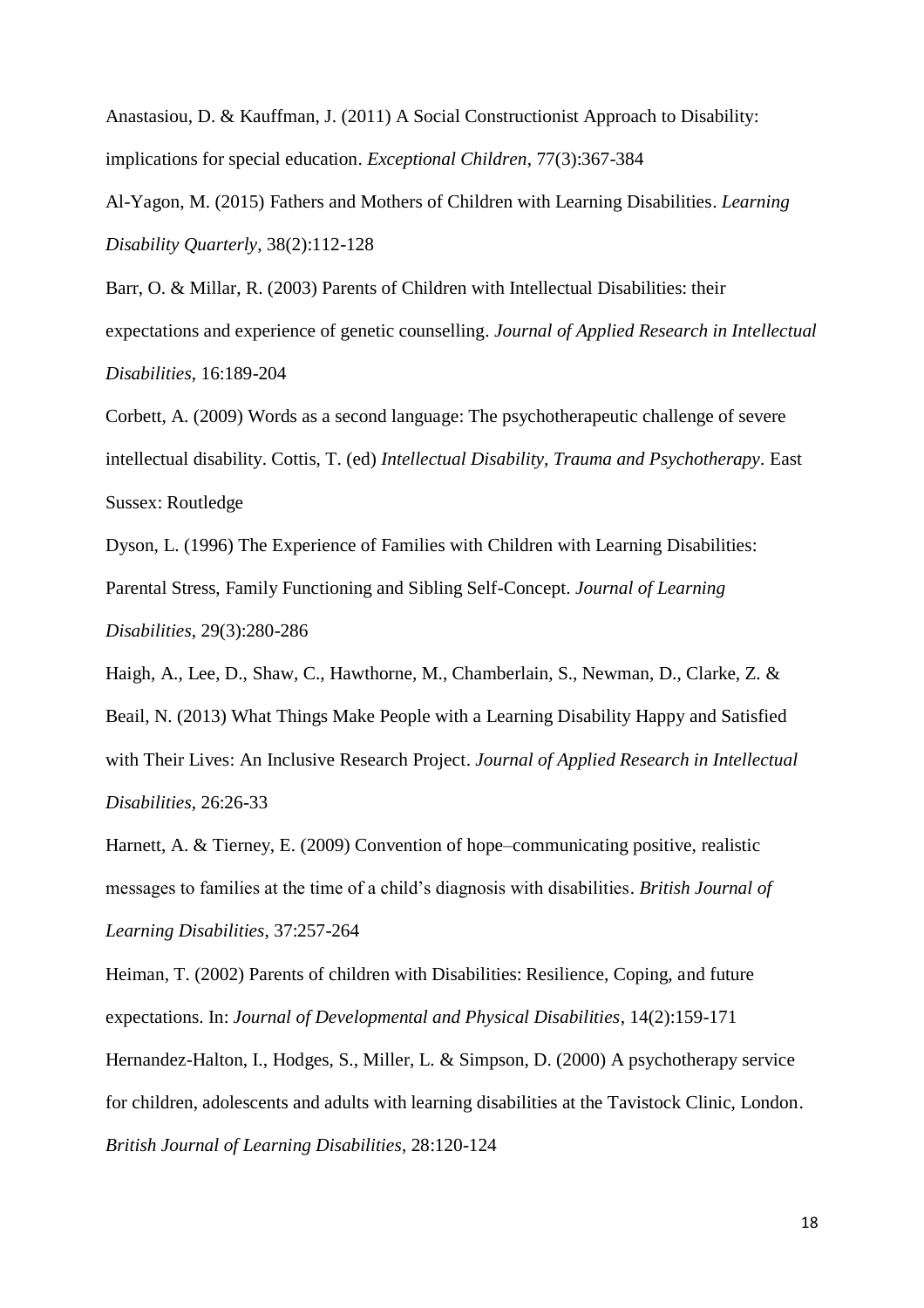Anastasiou, D. & Kauffman, J. (2011) A Social Constructionist Approach to Disability: implications for special education. *Exceptional Children*, 77(3):367-384

Al-Yagon, M. (2015) Fathers and Mothers of Children with Learning Disabilities. *Learning Disability Quarterly*, 38(2):112-128

Barr, O. & Millar, R. (2003) Parents of Children with Intellectual Disabilities: their expectations and experience of genetic counselling. *Journal of Applied Research in Intellectual Disabilities*, 16:189-204

Corbett, A. (2009) Words as a second language: The psychotherapeutic challenge of severe intellectual disability. Cottis, T. (ed) *Intellectual Disability, Trauma and Psychotherapy*. East Sussex: Routledge

Dyson, L. (1996) The Experience of Families with Children with Learning Disabilities: Parental Stress, Family Functioning and Sibling Self-Concept. *Journal of Learning Disabilities*, 29(3):280-286

Haigh, A., Lee, D., Shaw, C., Hawthorne, M., Chamberlain, S., Newman, D., Clarke, Z. & Beail, N. (2013) What Things Make People with a Learning Disability Happy and Satisfied with Their Lives: An Inclusive Research Project. *Journal of Applied Research in Intellectual Disabilities*, 26:26-33

Harnett, A. & Tierney, E. (2009) Convention of hope–communicating positive, realistic messages to families at the time of a child's diagnosis with disabilities. *British Journal of Learning Disabilities*, 37:257-264

Heiman, T. (2002) Parents of children with Disabilities: Resilience, Coping, and future expectations. In: *Journal of Developmental and Physical Disabilities*, 14(2):159-171

Hernandez-Halton, I., Hodges, S., Miller, L. & Simpson, D. (2000) A psychotherapy service for children, adolescents and adults with learning disabilities at the Tavistock Clinic, London. *British Journal of Learning Disabilities*, 28:120-124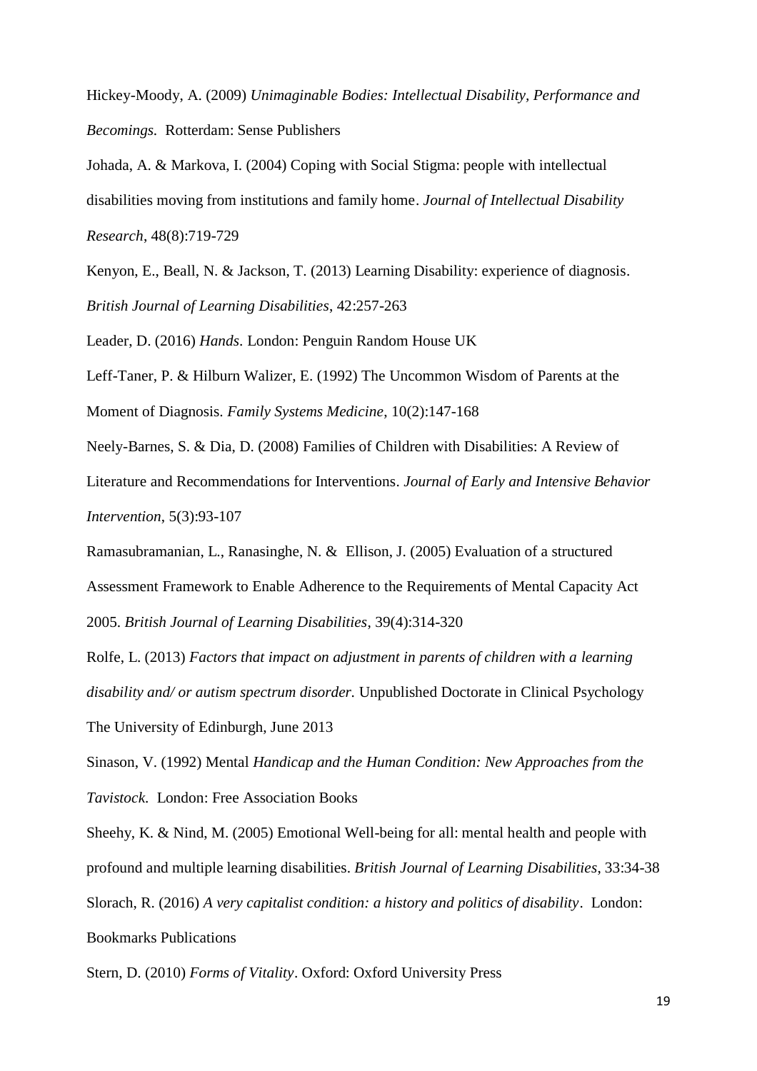Hickey-Moody, A. (2009) *Unimaginable Bodies: Intellectual Disability, Performance and Becomings.* Rotterdam: Sense Publishers

Johada, A. & Markova, I. (2004) Coping with Social Stigma: people with intellectual disabilities moving from institutions and family home. *Journal of Intellectual Disability Research*, 48(8):719-729

Kenyon, E., Beall, N. & Jackson, T. (2013) Learning Disability: experience of diagnosis. *British Journal of Learning Disabilities*, 42:257-263

Leader, D. (2016) *Hands*. London: Penguin Random House UK

Leff-Taner, P. & Hilburn Walizer, E. (1992) The Uncommon Wisdom of Parents at the Moment of Diagnosis. *Family Systems Medicine*, 10(2):147-168

Neely-Barnes, S. & Dia, D. (2008) Families of Children with Disabilities: A Review of Literature and Recommendations for Interventions. *Journal of Early and Intensive Behavior Intervention*, 5(3):93-107

Ramasubramanian, L., Ranasinghe, N. & Ellison, J. (2005) Evaluation of a structured Assessment Framework to Enable Adherence to the Requirements of Mental Capacity Act 2005. *British Journal of Learning Disabilities*, 39(4):314-320

Rolfe, L. (2013) *Factors that impact on adjustment in parents of children with a learning disability and/ or autism spectrum disorder.* Unpublished Doctorate in Clinical Psychology The University of Edinburgh, June 2013

Sinason, V. (1992) Mental *Handicap and the Human Condition: New Approaches from the Tavistock.* London: Free Association Books

Sheehy, K. & Nind, M. (2005) Emotional Well-being for all: mental health and people with profound and multiple learning disabilities. *British Journal of Learning Disabilities*, 33:34-38

Slorach, R. (2016) *A very capitalist condition: a history and politics of disability*. London: Bookmarks Publications

Stern, D. (2010) *Forms of Vitality*. Oxford: Oxford University Press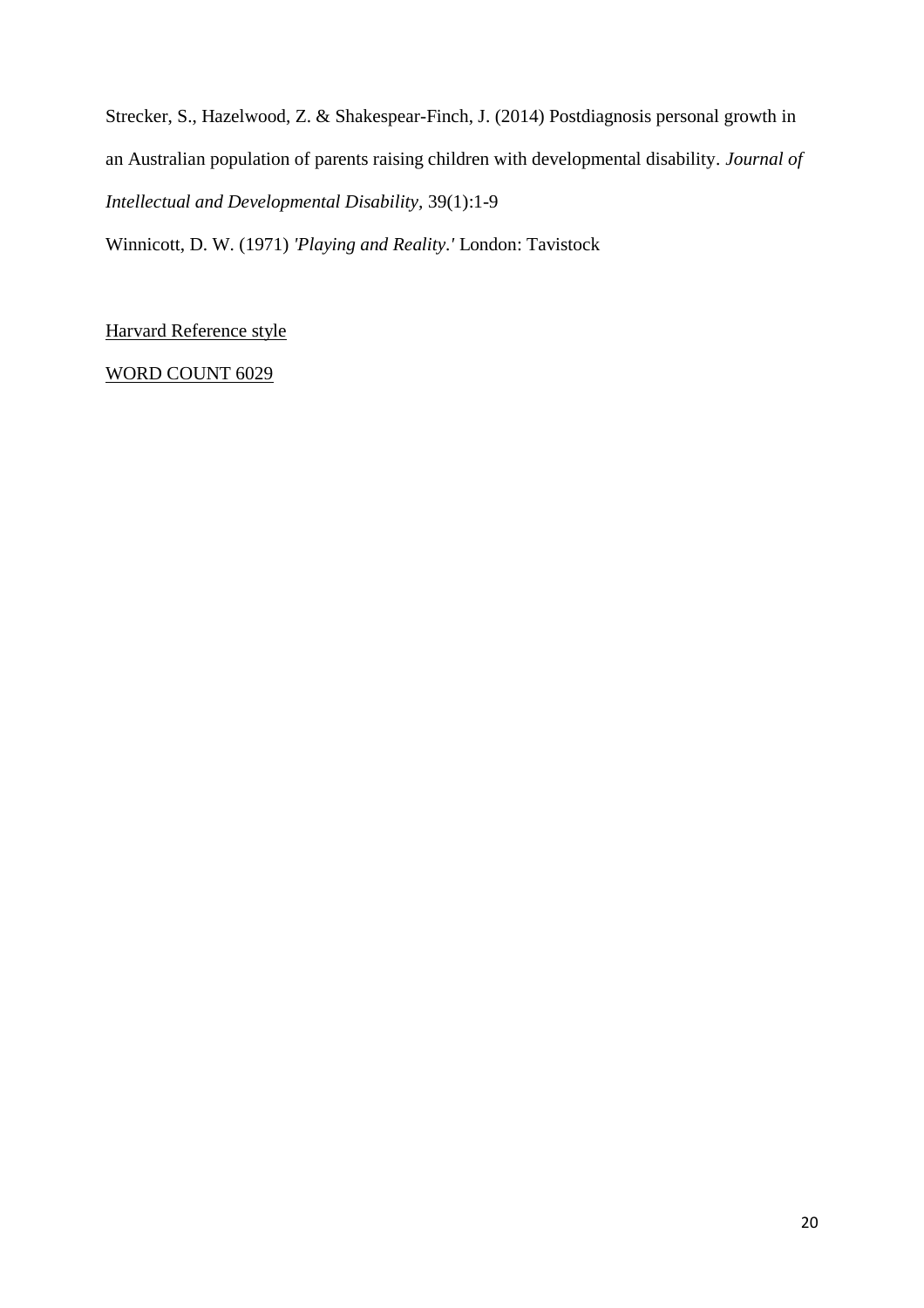Strecker, S., Hazelwood, Z. & Shakespear-Finch, J. (2014) Postdiagnosis personal growth in an Australian population of parents raising children with developmental disability. *Journal of Intellectual and Developmental Disability*, 39(1):1-9

Winnicott, D. W. (1971) *'Playing and Reality.'* London: Tavistock

<u>Harvard Reference style</u>

<u>WORD COUNT 6029</u>